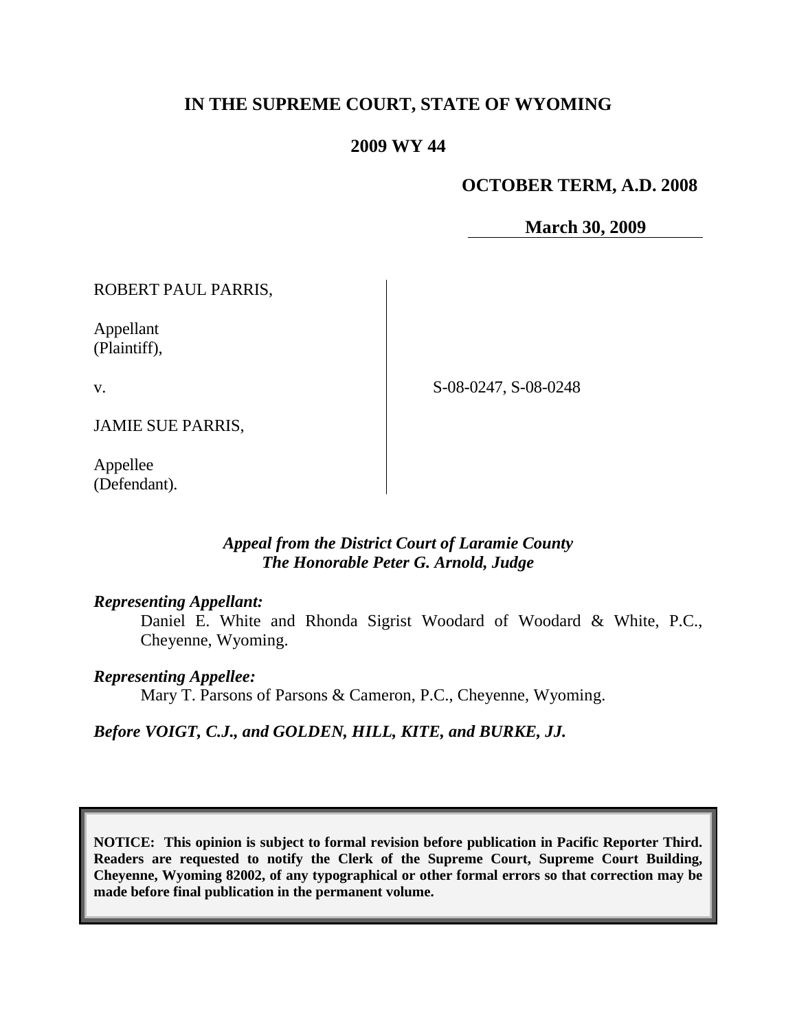**IN THE SUPREME COURT, STATE OF WYOMING**

**2009 WY 44**

**OCTOBER TERM, A.D. 2008**

**March 30, 2009**

ROBERT PAUL PARRIS,

Appellant
(Plaintiff),

v.

JAMIE SUE PARRIS,

Appellee
(Defendant).

S-08-0247, S-08-0248

***Appeal from the District Court of Laramie County***
***The Honorable Peter G. Arnold, Judge***

***Representing Appellant:***

Daniel E. White and Rhonda Sigrist Woodard of Woodard & White, P.C., Cheyenne, Wyoming.

***Representing Appellee:***

Mary T. Parsons of Parsons & Cameron, P.C., Cheyenne, Wyoming.

***Before VOIGT, C.J., and GOLDEN, HILL, KITE, and BURKE, JJ.***

**NOTICE: This opinion is subject to formal revision before publication in Pacific Reporter Third. Readers are requested to notify the Clerk of the Supreme Court, Supreme Court Building, Cheyenne, Wyoming 82002, of any typographical or other formal errors so that correction may be made before final publication in the permanent volume.**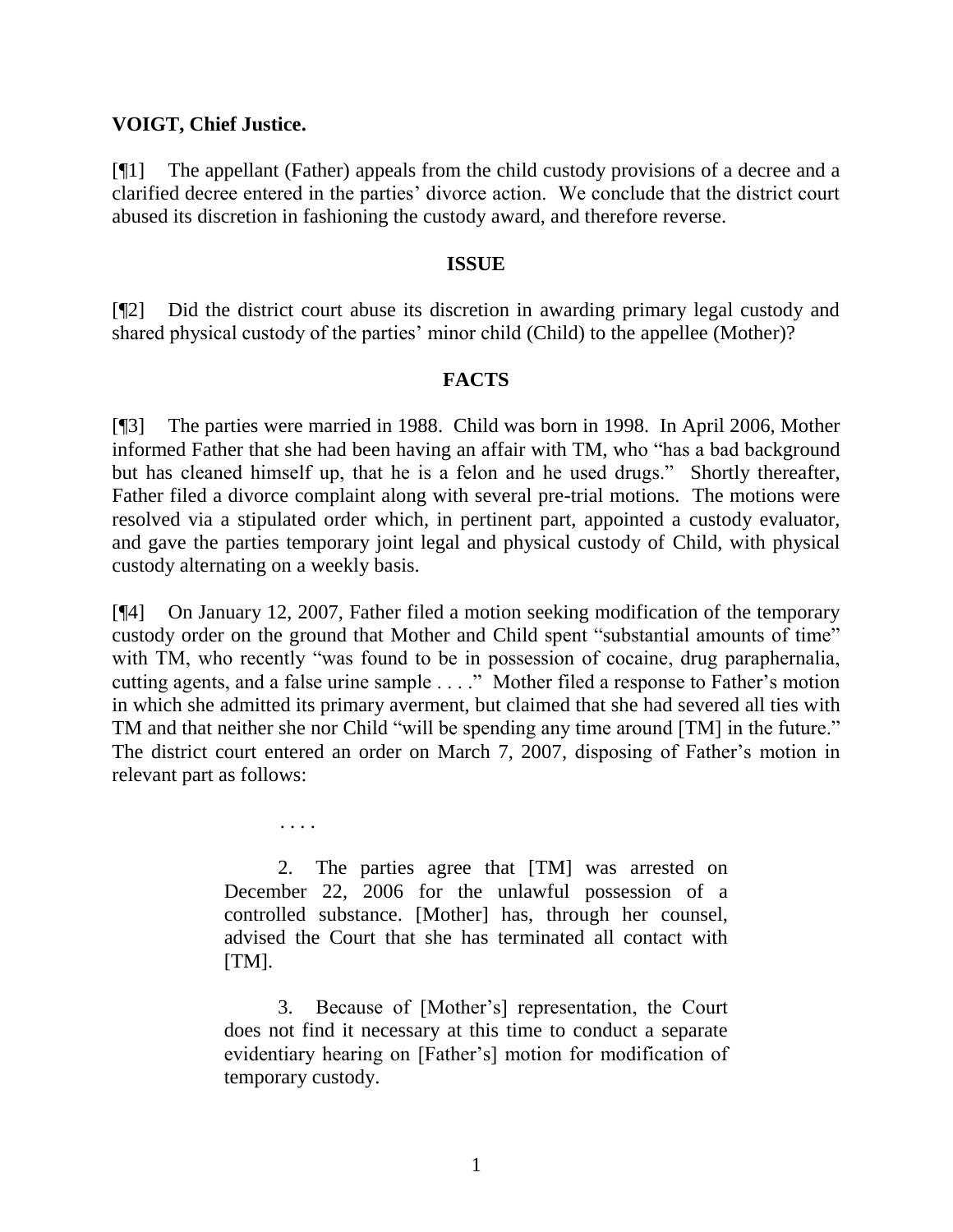**VOIGT, Chief Justice.**

[¶1] The appellant (Father) appeals from the child custody provisions of a decree and a clarified decree entered in the parties' divorce action. We conclude that the district court abused its discretion in fashioning the custody award, and therefore reverse.

## ISSUE

[¶2] Did the district court abuse its discretion in awarding primary legal custody and shared physical custody of the parties' minor child (Child) to the appellee (Mother)?

## FACTS

[¶3] The parties were married in 1988. Child was born in 1998. In April 2006, Mother informed Father that she had been having an affair with TM, who "has a bad background but has cleaned himself up, that he is a felon and he used drugs." Shortly thereafter, Father filed a divorce complaint along with several pre-trial motions. The motions were resolved via a stipulated order which, in pertinent part, appointed a custody evaluator, and gave the parties temporary joint legal and physical custody of Child, with physical custody alternating on a weekly basis.

[¶4] On January 12, 2007, Father filed a motion seeking modification of the temporary custody order on the ground that Mother and Child spent "substantial amounts of time" with TM, who recently "was found to be in possession of cocaine, drug paraphernalia, cutting agents, and a false urine sample . . . ." Mother filed a response to Father's motion in which she admitted its primary averment, but claimed that she had severed all ties with TM and that neither she nor Child "will be spending any time around [TM] in the future." The district court entered an order on March 7, 2007, disposing of Father's motion in relevant part as follows:

> . . . .
>
> 2. The parties agree that [TM] was arrested on December 22, 2006 for the unlawful possession of a controlled substance. [Mother] has, through her counsel, advised the Court that she has terminated all contact with [TM].
>
> 3. Because of [Mother's] representation, the Court does not find it necessary at this time to conduct a separate evidentiary hearing on [Father's] motion for modification of temporary custody.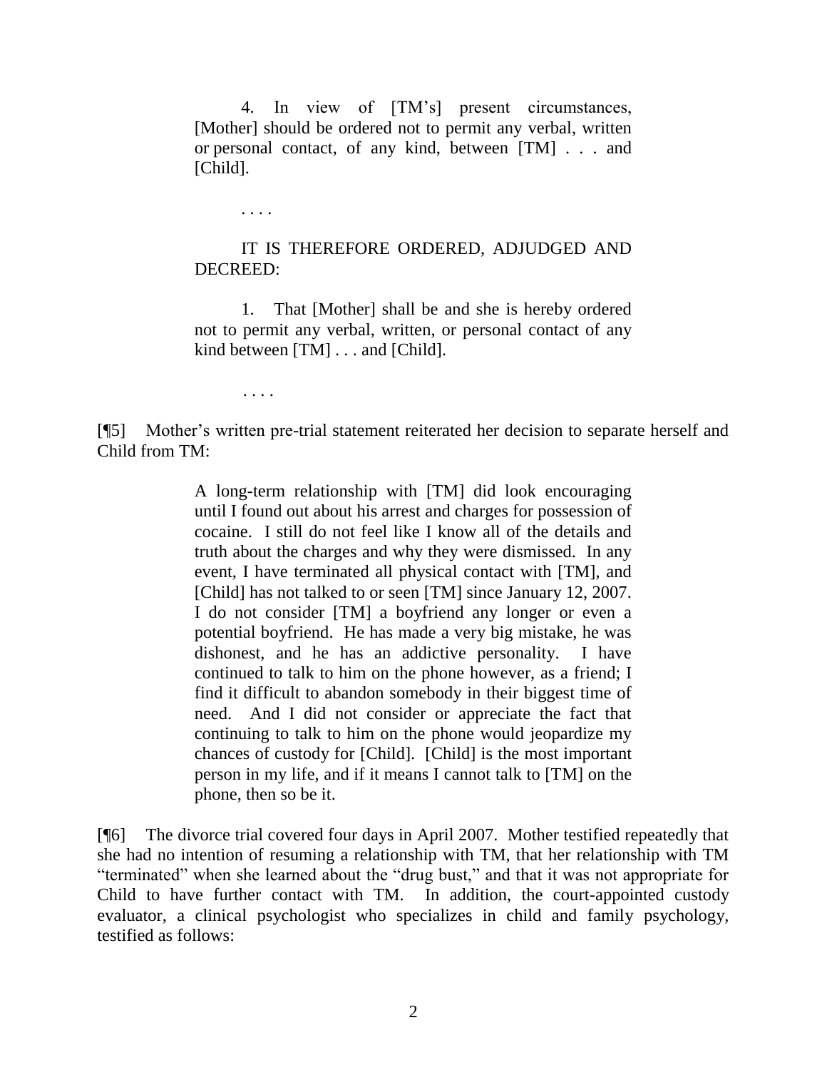> 4. In view of [TM's] present circumstances, [Mother] should be ordered not to permit any verbal, written or personal contact, of any kind, between [TM] . . . and [Child].
>
> . . . .
>
> IT IS THEREFORE ORDERED, ADJUDGED AND DECREED:
>
> 1. That [Mother] shall be and she is hereby ordered not to permit any verbal, written, or personal contact of any kind between [TM] . . . and [Child].
>
> . . . .

[¶5] Mother's written pre-trial statement reiterated her decision to separate herself and Child from TM:

> A long-term relationship with [TM] did look encouraging until I found out about his arrest and charges for possession of cocaine. I still do not feel like I know all of the details and truth about the charges and why they were dismissed. In any event, I have terminated all physical contact with [TM], and [Child] has not talked to or seen [TM] since January 12, 2007. I do not consider [TM] a boyfriend any longer or even a potential boyfriend. He has made a very big mistake, he was dishonest, and he has an addictive personality. I have continued to talk to him on the phone however, as a friend; I find it difficult to abandon somebody in their biggest time of need. And I did not consider or appreciate the fact that continuing to talk to him on the phone would jeopardize my chances of custody for [Child]. [Child] is the most important person in my life, and if it means I cannot talk to [TM] on the phone, then so be it.

[¶6] The divorce trial covered four days in April 2007. Mother testified repeatedly that she had no intention of resuming a relationship with TM, that her relationship with TM "terminated" when she learned about the "drug bust," and that it was not appropriate for Child to have further contact with TM. In addition, the court-appointed custody evaluator, a clinical psychologist who specializes in child and family psychology, testified as follows: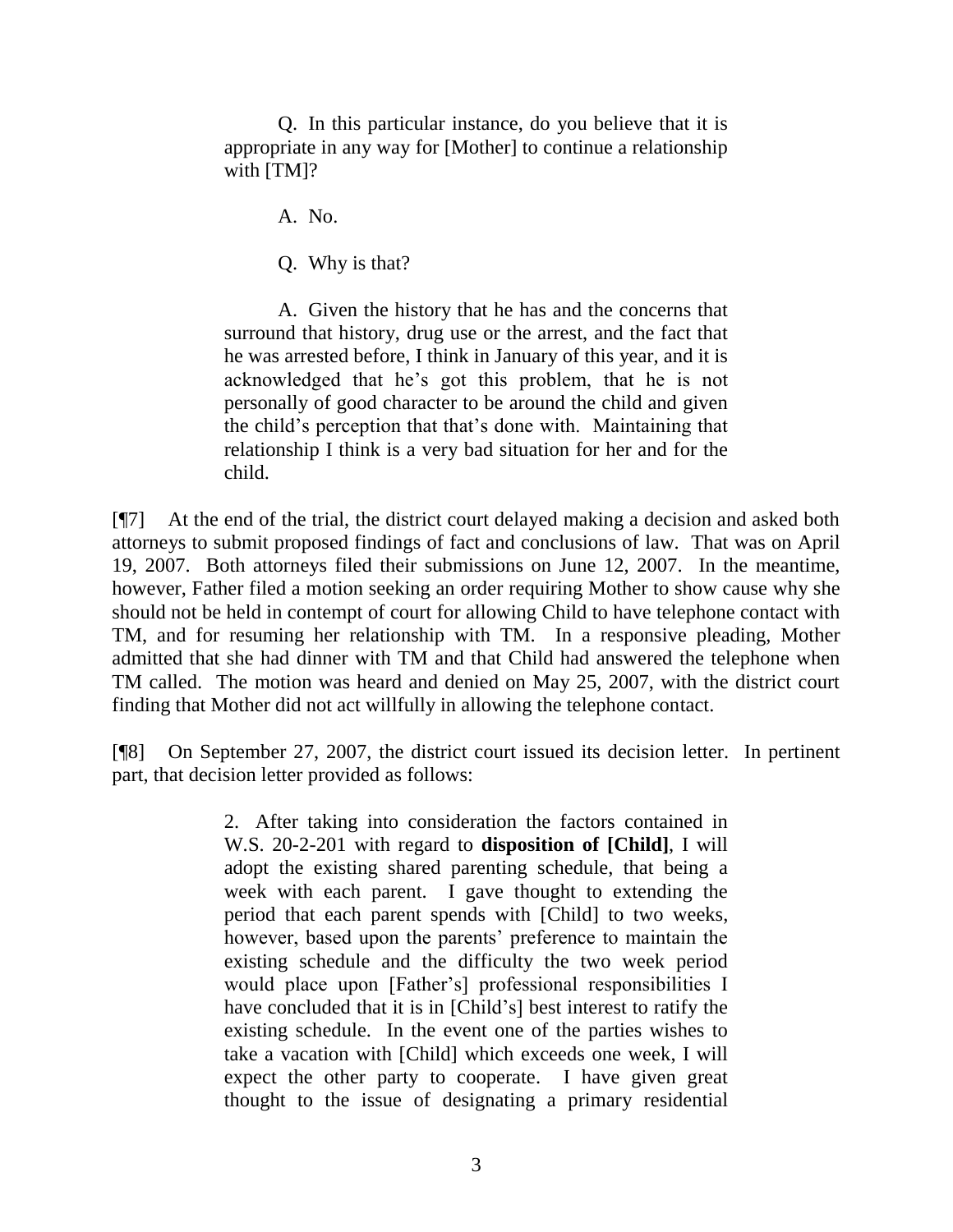> Q. In this particular instance, do you believe that it is appropriate in any way for [Mother] to continue a relationship with [TM]?
>
> A. No.
>
> Q. Why is that?
>
> A. Given the history that he has and the concerns that surround that history, drug use or the arrest, and the fact that he was arrested before, I think in January of this year, and it is acknowledged that he's got this problem, that he is not personally of good character to be around the child and given the child's perception that that's done with. Maintaining that relationship I think is a very bad situation for her and for the child.

[¶7] At the end of the trial, the district court delayed making a decision and asked both attorneys to submit proposed findings of fact and conclusions of law. That was on April 19, 2007. Both attorneys filed their submissions on June 12, 2007. In the meantime, however, Father filed a motion seeking an order requiring Mother to show cause why she should not be held in contempt of court for allowing Child to have telephone contact with TM, and for resuming her relationship with TM. In a responsive pleading, Mother admitted that she had dinner with TM and that Child had answered the telephone when TM called. The motion was heard and denied on May 25, 2007, with the district court finding that Mother did not act willfully in allowing the telephone contact.

[¶8] On September 27, 2007, the district court issued its decision letter. In pertinent part, that decision letter provided as follows:

> 2. After taking into consideration the factors contained in W.S. 20-2-201 with regard to **disposition of [Child]**, I will adopt the existing shared parenting schedule, that being a week with each parent. I gave thought to extending the period that each parent spends with [Child] to two weeks, however, based upon the parents' preference to maintain the existing schedule and the difficulty the two week period would place upon [Father's] professional responsibilities I have concluded that it is in [Child's] best interest to ratify the existing schedule. In the event one of the parties wishes to take a vacation with [Child] which exceeds one week, I will expect the other party to cooperate. I have given great thought to the issue of designating a primary residential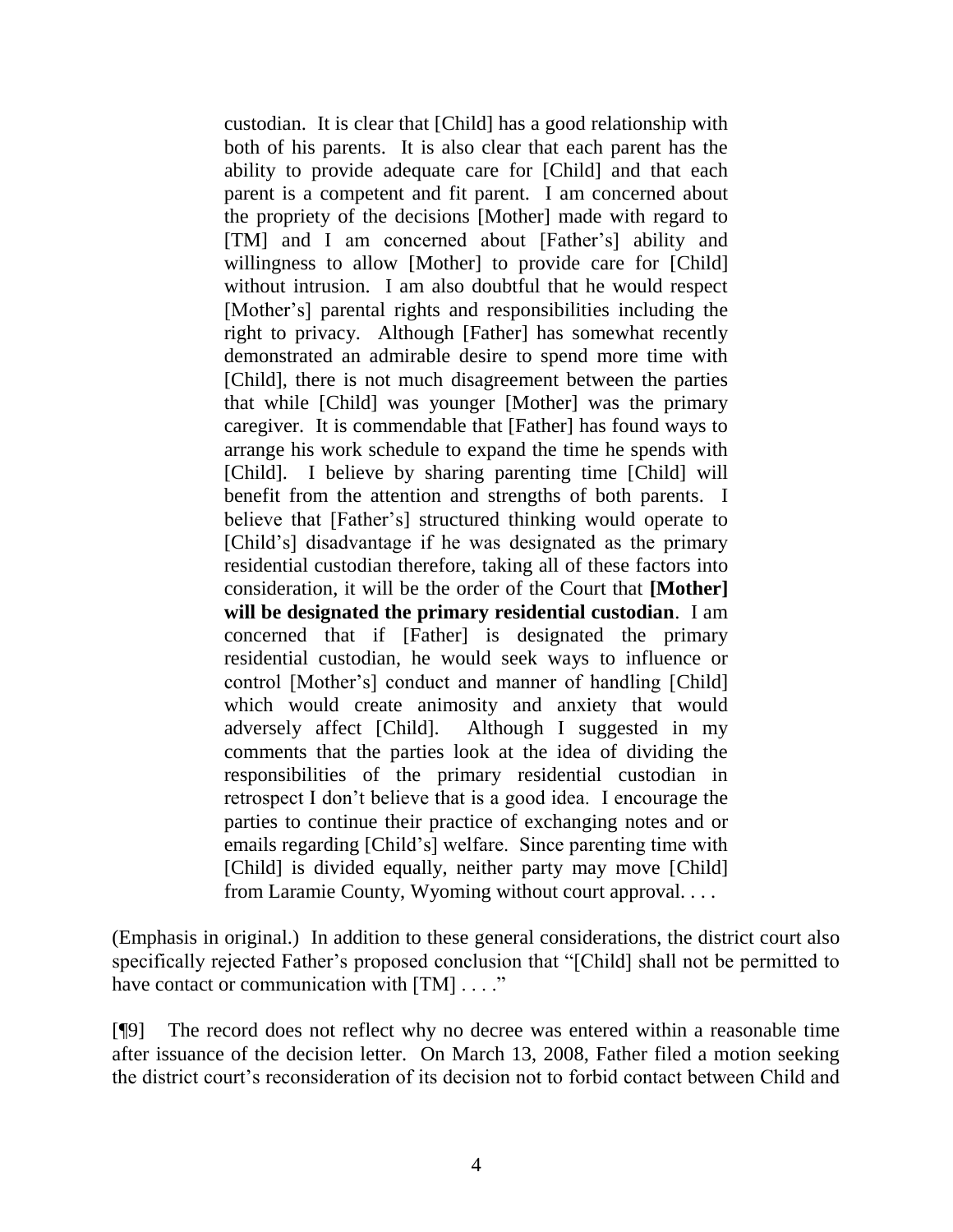> custodian. It is clear that [Child] has a good relationship with both of his parents. It is also clear that each parent has the ability to provide adequate care for [Child] and that each parent is a competent and fit parent. I am concerned about the propriety of the decisions [Mother] made with regard to [TM] and I am concerned about [Father's] ability and willingness to allow [Mother] to provide care for [Child] without intrusion. I am also doubtful that he would respect [Mother's] parental rights and responsibilities including the right to privacy. Although [Father] has somewhat recently demonstrated an admirable desire to spend more time with [Child], there is not much disagreement between the parties that while [Child] was younger [Mother] was the primary caregiver. It is commendable that [Father] has found ways to arrange his work schedule to expand the time he spends with [Child]. I believe by sharing parenting time [Child] will benefit from the attention and strengths of both parents. I believe that [Father's] structured thinking would operate to [Child's] disadvantage if he was designated as the primary residential custodian therefore, taking all of these factors into consideration, it will be the order of the Court that **[Mother] will be designated the primary residential custodian**. I am concerned that if [Father] is designated the primary residential custodian, he would seek ways to influence or control [Mother's] conduct and manner of handling [Child] which would create animosity and anxiety that would adversely affect [Child]. Although I suggested in my comments that the parties look at the idea of dividing the responsibilities of the primary residential custodian in retrospect I don't believe that is a good idea. I encourage the parties to continue their practice of exchanging notes and or emails regarding [Child's] welfare. Since parenting time with [Child] is divided equally, neither party may move [Child] from Laramie County, Wyoming without court approval. . . .

(Emphasis in original.) In addition to these general considerations, the district court also specifically rejected Father's proposed conclusion that "[Child] shall not be permitted to have contact or communication with [TM] . . . ."

[¶9] The record does not reflect why no decree was entered within a reasonable time after issuance of the decision letter. On March 13, 2008, Father filed a motion seeking the district court's reconsideration of its decision not to forbid contact between Child and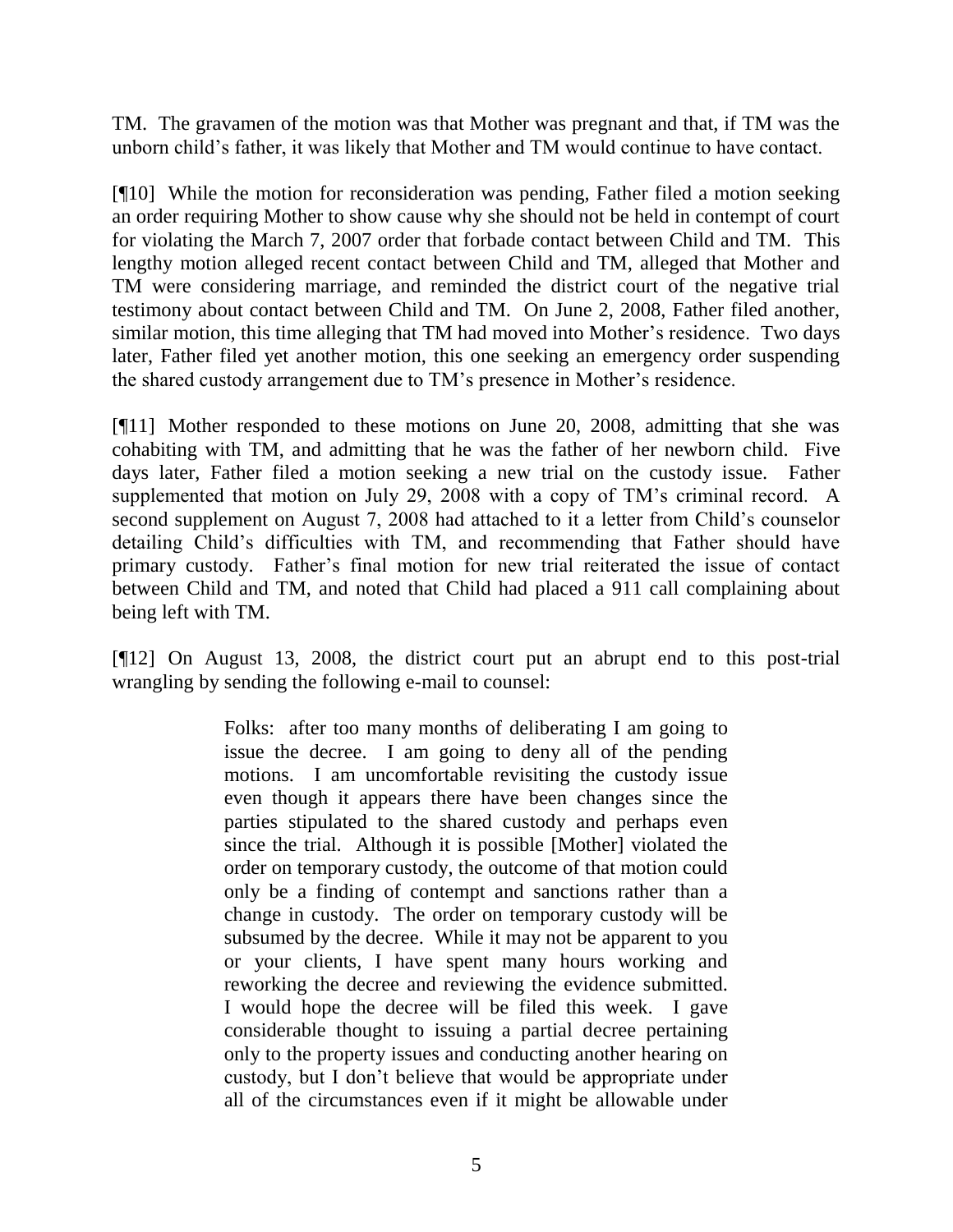TM. The gravamen of the motion was that Mother was pregnant and that, if TM was the unborn child's father, it was likely that Mother and TM would continue to have contact.

[¶10] While the motion for reconsideration was pending, Father filed a motion seeking an order requiring Mother to show cause why she should not be held in contempt of court for violating the March 7, 2007 order that forbade contact between Child and TM. This lengthy motion alleged recent contact between Child and TM, alleged that Mother and TM were considering marriage, and reminded the district court of the negative trial testimony about contact between Child and TM. On June 2, 2008, Father filed another, similar motion, this time alleging that TM had moved into Mother's residence. Two days later, Father filed yet another motion, this one seeking an emergency order suspending the shared custody arrangement due to TM's presence in Mother's residence.

[¶11] Mother responded to these motions on June 20, 2008, admitting that she was cohabiting with TM, and admitting that he was the father of her newborn child. Five days later, Father filed a motion seeking a new trial on the custody issue. Father supplemented that motion on July 29, 2008 with a copy of TM's criminal record. A second supplement on August 7, 2008 had attached to it a letter from Child's counselor detailing Child's difficulties with TM, and recommending that Father should have primary custody. Father's final motion for new trial reiterated the issue of contact between Child and TM, and noted that Child had placed a 911 call complaining about being left with TM.

[¶12] On August 13, 2008, the district court put an abrupt end to this post-trial wrangling by sending the following e-mail to counsel:

> Folks: after too many months of deliberating I am going to issue the decree. I am going to deny all of the pending motions. I am uncomfortable revisiting the custody issue even though it appears there have been changes since the parties stipulated to the shared custody and perhaps even since the trial. Although it is possible [Mother] violated the order on temporary custody, the outcome of that motion could only be a finding of contempt and sanctions rather than a change in custody. The order on temporary custody will be subsumed by the decree. While it may not be apparent to you or your clients, I have spent many hours working and reworking the decree and reviewing the evidence submitted. I would hope the decree will be filed this week. I gave considerable thought to issuing a partial decree pertaining only to the property issues and conducting another hearing on custody, but I don't believe that would be appropriate under all of the circumstances even if it might be allowable under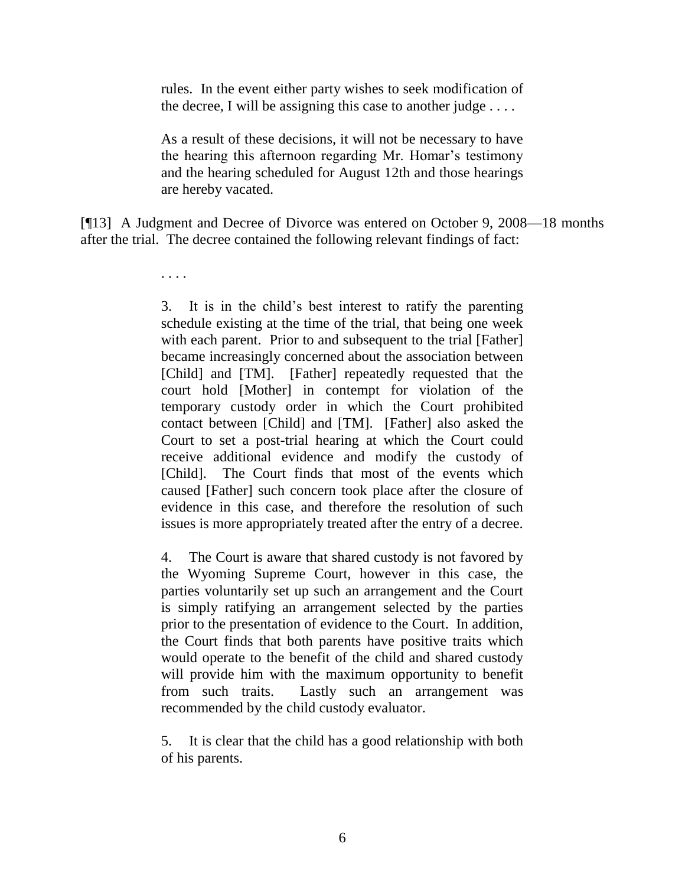> rules. In the event either party wishes to seek modification of the decree, I will be assigning this case to another judge . . . .
>
> As a result of these decisions, it will not be necessary to have the hearing this afternoon regarding Mr. Homar's testimony and the hearing scheduled for August 12th and those hearings are hereby vacated.

[¶13] A Judgment and Decree of Divorce was entered on October 9, 2008—18 months after the trial. The decree contained the following relevant findings of fact:

> . . . .
>
> 3. It is in the child's best interest to ratify the parenting schedule existing at the time of the trial, that being one week with each parent. Prior to and subsequent to the trial [Father] became increasingly concerned about the association between [Child] and [TM]. [Father] repeatedly requested that the court hold [Mother] in contempt for violation of the temporary custody order in which the Court prohibited contact between [Child] and [TM]. [Father] also asked the Court to set a post-trial hearing at which the Court could receive additional evidence and modify the custody of [Child]. The Court finds that most of the events which caused [Father] such concern took place after the closure of evidence in this case, and therefore the resolution of such issues is more appropriately treated after the entry of a decree.
>
> 4. The Court is aware that shared custody is not favored by the Wyoming Supreme Court, however in this case, the parties voluntarily set up such an arrangement and the Court is simply ratifying an arrangement selected by the parties prior to the presentation of evidence to the Court. In addition, the Court finds that both parents have positive traits which would operate to the benefit of the child and shared custody will provide him with the maximum opportunity to benefit from such traits. Lastly such an arrangement was recommended by the child custody evaluator.
>
> 5. It is clear that the child has a good relationship with both of his parents.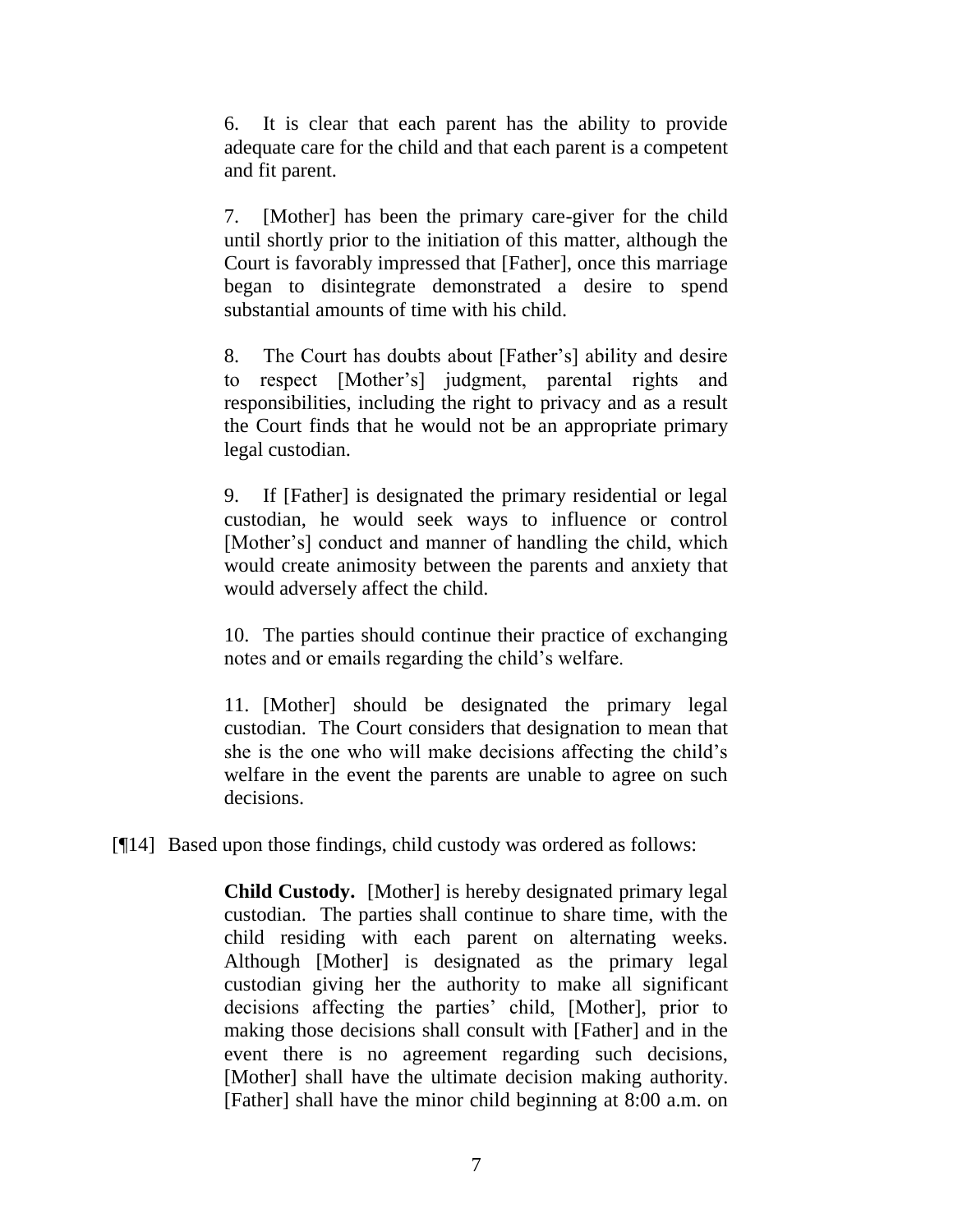> 6. It is clear that each parent has the ability to provide adequate care for the child and that each parent is a competent and fit parent.
>
> 7. [Mother] has been the primary care-giver for the child until shortly prior to the initiation of this matter, although the Court is favorably impressed that [Father], once this marriage began to disintegrate demonstrated a desire to spend substantial amounts of time with his child.
>
> 8. The Court has doubts about [Father's] ability and desire to respect [Mother's] judgment, parental rights and responsibilities, including the right to privacy and as a result the Court finds that he would not be an appropriate primary legal custodian.
>
> 9. If [Father] is designated the primary residential or legal custodian, he would seek ways to influence or control [Mother's] conduct and manner of handling the child, which would create animosity between the parents and anxiety that would adversely affect the child.
>
> 10. The parties should continue their practice of exchanging notes and or emails regarding the child's welfare.
>
> 11. [Mother] should be designated the primary legal custodian. The Court considers that designation to mean that she is the one who will make decisions affecting the child's welfare in the event the parents are unable to agree on such decisions.

[¶14] Based upon those findings, child custody was ordered as follows:

> **Child Custody.** [Mother] is hereby designated primary legal custodian. The parties shall continue to share time, with the child residing with each parent on alternating weeks. Although [Mother] is designated as the primary legal custodian giving her the authority to make all significant decisions affecting the parties' child, [Mother], prior to making those decisions shall consult with [Father] and in the event there is no agreement regarding such decisions, [Mother] shall have the ultimate decision making authority. [Father] shall have the minor child beginning at 8:00 a.m. on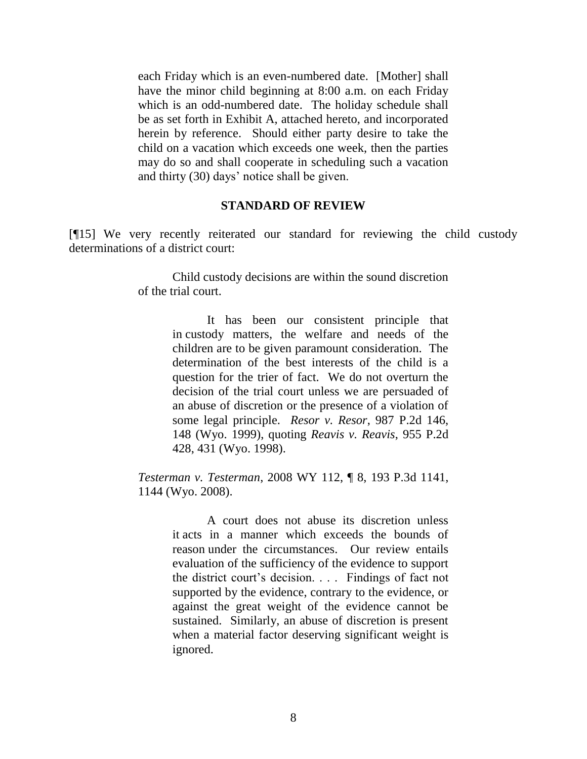> each Friday which is an even-numbered date. [Mother] shall have the minor child beginning at 8:00 a.m. on each Friday which is an odd-numbered date. The holiday schedule shall be as set forth in Exhibit A, attached hereto, and incorporated herein by reference. Should either party desire to take the child on a vacation which exceeds one week, then the parties may do so and shall cooperate in scheduling such a vacation and thirty (30) days' notice shall be given.

## STANDARD OF REVIEW

[¶15] We very recently reiterated our standard for reviewing the child custody determinations of a district court:

> Child custody decisions are within the sound discretion of the trial court.
>
> > It has been our consistent principle that in custody matters, the welfare and needs of the children are to be given paramount consideration. The determination of the best interests of the child is a question for the trier of fact. We do not overturn the decision of the trial court unless we are persuaded of an abuse of discretion or the presence of a violation of some legal principle. *Resor v. Resor*, 987 P.2d 146, 148 (Wyo. 1999), quoting *Reavis v. Reavis*, 955 P.2d 428, 431 (Wyo. 1998).
>
> *Testerman v. Testerman*, 2008 WY 112, ¶ 8, 193 P.3d 1141, 1144 (Wyo. 2008).
>
> > A court does not abuse its discretion unless it acts in a manner which exceeds the bounds of reason under the circumstances. Our review entails evaluation of the sufficiency of the evidence to support the district court's decision. . . . Findings of fact not supported by the evidence, contrary to the evidence, or against the great weight of the evidence cannot be sustained. Similarly, an abuse of discretion is present when a material factor deserving significant weight is ignored.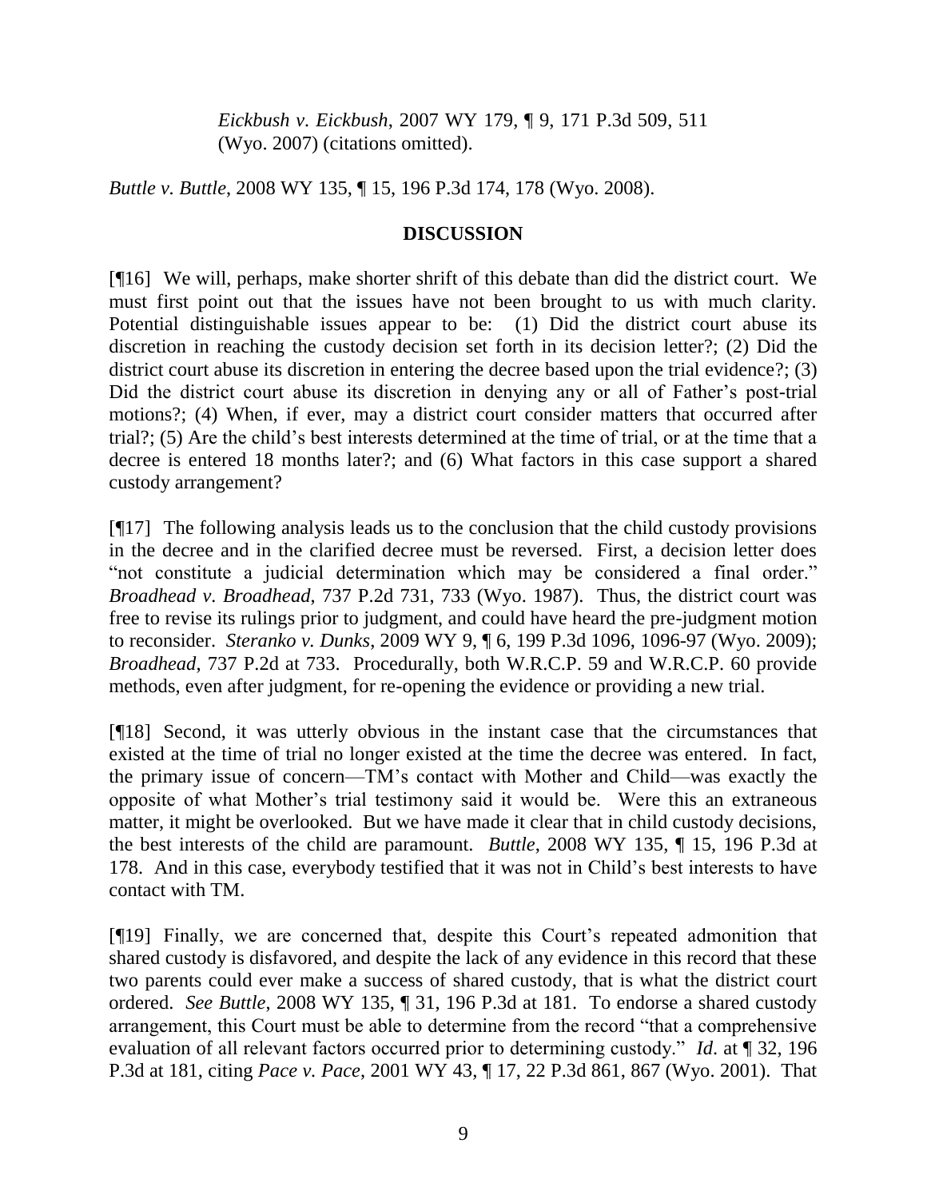*Eickbush v. Eickbush*, 2007 WY 179, ¶ 9, 171 P.3d 509, 511 (Wyo. 2007) (citations omitted).

*Buttle v. Buttle*, 2008 WY 135, ¶ 15, 196 P.3d 174, 178 (Wyo. 2008).

## DISCUSSION

[¶16] We will, perhaps, make shorter shrift of this debate than did the district court. We must first point out that the issues have not been brought to us with much clarity. Potential distinguishable issues appear to be: (1) Did the district court abuse its discretion in reaching the custody decision set forth in its decision letter?; (2) Did the district court abuse its discretion in entering the decree based upon the trial evidence?; (3) Did the district court abuse its discretion in denying any or all of Father's post-trial motions?; (4) When, if ever, may a district court consider matters that occurred after trial?; (5) Are the child's best interests determined at the time of trial, or at the time that a decree is entered 18 months later?; and (6) What factors in this case support a shared custody arrangement?

[¶17] The following analysis leads us to the conclusion that the child custody provisions in the decree and in the clarified decree must be reversed. First, a decision letter does "not constitute a judicial determination which may be considered a final order." *Broadhead v. Broadhead*, 737 P.2d 731, 733 (Wyo. 1987). Thus, the district court was free to revise its rulings prior to judgment, and could have heard the pre-judgment motion to reconsider. *Steranko v. Dunks*, 2009 WY 9, ¶ 6, 199 P.3d 1096, 1096-97 (Wyo. 2009); *Broadhead*, 737 P.2d at 733. Procedurally, both W.R.C.P. 59 and W.R.C.P. 60 provide methods, even after judgment, for re-opening the evidence or providing a new trial.

[¶18] Second, it was utterly obvious in the instant case that the circumstances that existed at the time of trial no longer existed at the time the decree was entered. In fact, the primary issue of concern—TM's contact with Mother and Child—was exactly the opposite of what Mother's trial testimony said it would be. Were this an extraneous matter, it might be overlooked. But we have made it clear that in child custody decisions, the best interests of the child are paramount. *Buttle*, 2008 WY 135, ¶ 15, 196 P.3d at 178. And in this case, everybody testified that it was not in Child's best interests to have contact with TM.

[¶19] Finally, we are concerned that, despite this Court's repeated admonition that shared custody is disfavored, and despite the lack of any evidence in this record that these two parents could ever make a success of shared custody, that is what the district court ordered. *See Buttle*, 2008 WY 135, ¶ 31, 196 P.3d at 181. To endorse a shared custody arrangement, this Court must be able to determine from the record "that a comprehensive evaluation of all relevant factors occurred prior to determining custody." *Id*. at ¶ 32, 196 P.3d at 181, citing *Pace v. Pace*, 2001 WY 43, ¶ 17, 22 P.3d 861, 867 (Wyo. 2001). That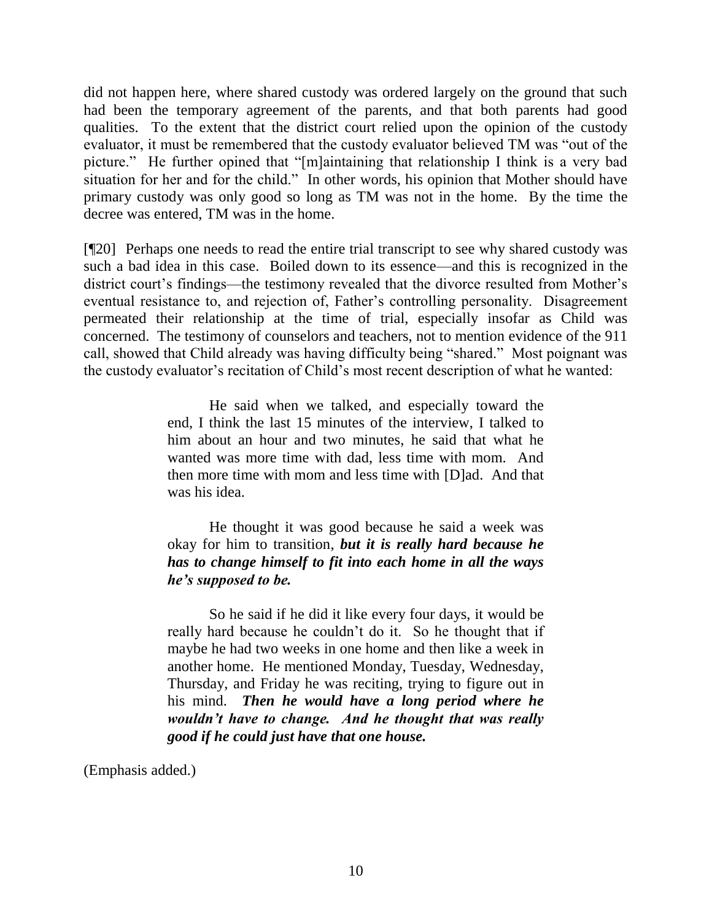did not happen here, where shared custody was ordered largely on the ground that such had been the temporary agreement of the parents, and that both parents had good qualities. To the extent that the district court relied upon the opinion of the custody evaluator, it must be remembered that the custody evaluator believed TM was "out of the picture." He further opined that "[m]aintaining that relationship I think is a very bad situation for her and for the child." In other words, his opinion that Mother should have primary custody was only good so long as TM was not in the home. By the time the decree was entered, TM was in the home.

[¶20] Perhaps one needs to read the entire trial transcript to see why shared custody was such a bad idea in this case. Boiled down to its essence—and this is recognized in the district court's findings—the testimony revealed that the divorce resulted from Mother's eventual resistance to, and rejection of, Father's controlling personality. Disagreement permeated their relationship at the time of trial, especially insofar as Child was concerned. The testimony of counselors and teachers, not to mention evidence of the 911 call, showed that Child already was having difficulty being "shared." Most poignant was the custody evaluator's recitation of Child's most recent description of what he wanted:

> He said when we talked, and especially toward the end, I think the last 15 minutes of the interview, I talked to him about an hour and two minutes, he said that what he wanted was more time with dad, less time with mom. And then more time with mom and less time with [D]ad. And that was his idea.
>
> He thought it was good because he said a week was okay for him to transition, ***but it is really hard because he has to change himself to fit into each home in all the ways he's supposed to be.***
>
> So he said if he did it like every four days, it would be really hard because he couldn't do it. So he thought that if maybe he had two weeks in one home and then like a week in another home. He mentioned Monday, Tuesday, Wednesday, Thursday, and Friday he was reciting, trying to figure out in his mind. ***Then he would have a long period where he wouldn't have to change. And he thought that was really good if he could just have that one house.***

(Emphasis added.)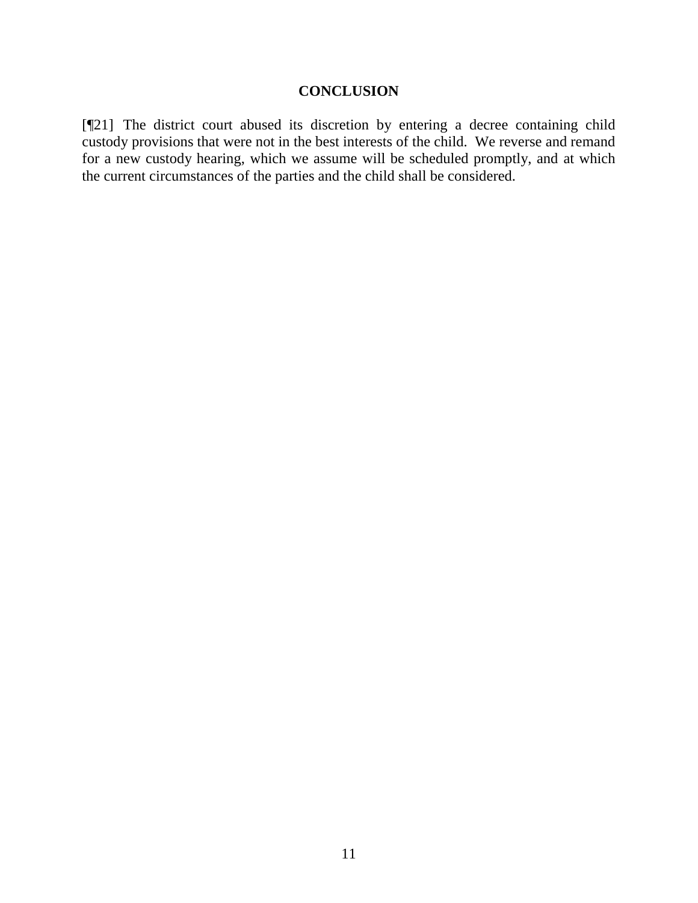## CONCLUSION

[¶21] The district court abused its discretion by entering a decree containing child custody provisions that were not in the best interests of the child. We reverse and remand for a new custody hearing, which we assume will be scheduled promptly, and at which the current circumstances of the parties and the child shall be considered.